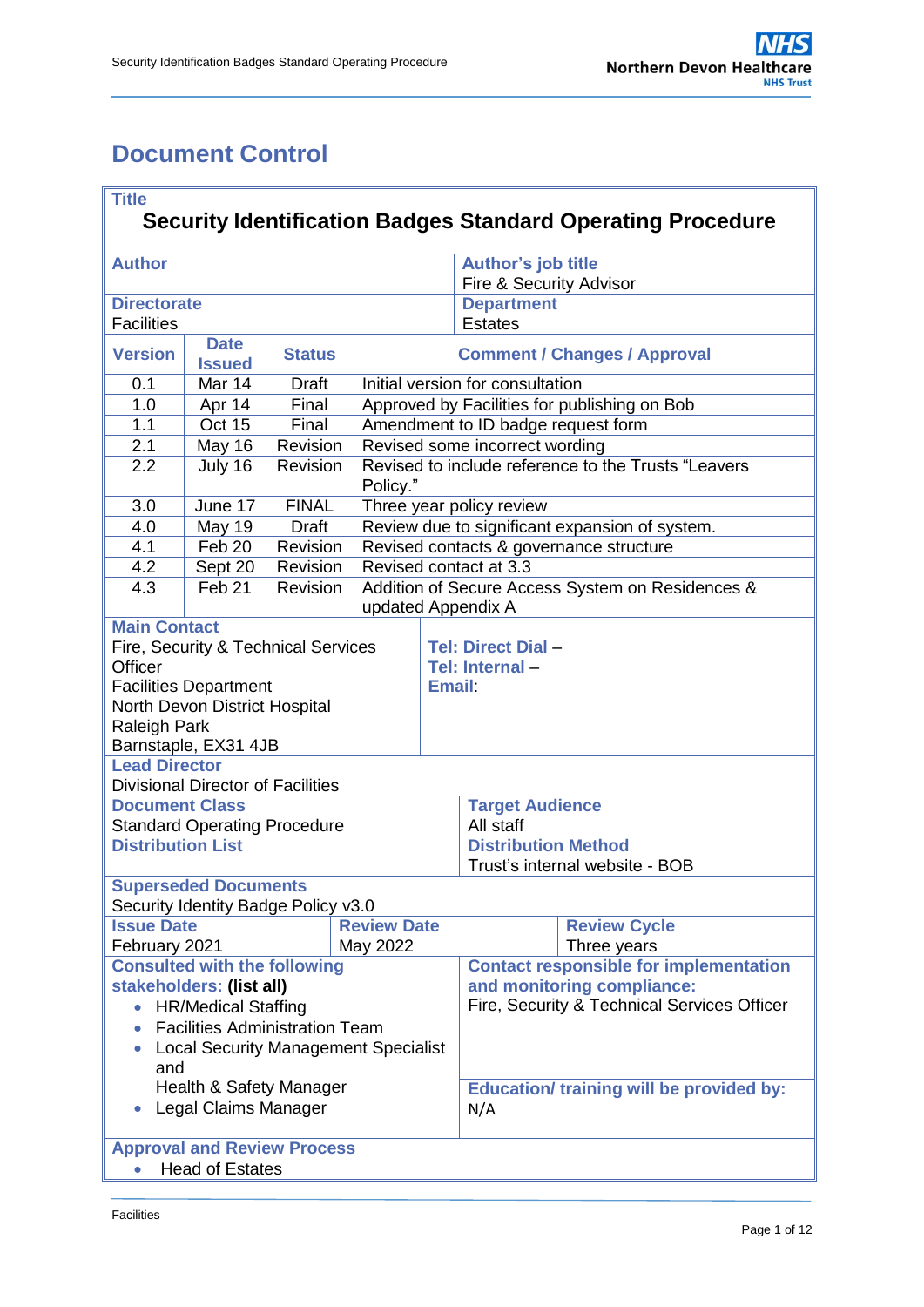# Document Control

| | | | |
|---|---|---|---|
| **Title**<br>**Security Identification Badges Standard Operating Procedure** | | | |
| **Author** | | **Author's job title**<br>Fire & Security Advisor | |
| **Directorate**<br>Facilities | | **Department**<br>Estates | |
| **Version** | **Date Issued** | **Status** | **Comment / Changes / Approval** |
| 0.1 | Mar 14 | Draft | Initial version for consultation |
| 1.0 | Apr 14 | Final | Approved by Facilities for publishing on Bob |
| 1.1 | Oct 15 | Final | Amendment to ID badge request form |
| 2.1 | May 16 | Revision | Revised some incorrect wording |
| 2.2 | July 16 | Revision | Revised to include reference to the Trusts "Leavers Policy." |
| 3.0 | June 17 | FINAL | Three year policy review |
| 4.0 | May 19 | Draft | Review due to significant expansion of system. |
| 4.1 | Feb 20 | Revision | Revised contacts & governance structure |
| 4.2 | Sept 20 | Revision | Revised contact at 3.3 |
| 4.3 | Feb 21 | Revision | Addition of Secure Access System on Residences & updated Appendix A |

| | |
|---|---|
| **Main Contact**<br>Fire, Security & Technical Services Officer<br>Facilities Department<br>North Devon District Hospital<br>Raleigh Park<br>Barnstaple, EX31 4JB | **Tel: Direct Dial –**<br>**Tel: Internal –**<br>**Email**: |
| **Lead Director**<br>Divisional Director of Facilities | |
| **Document Class**<br>Standard Operating Procedure | **Target Audience**<br>All staff |
| **Distribution List** | **Distribution Method**<br>Trust's internal website - BOB |
| **Superseded Documents**<br>Security Identity Badge Policy v3.0 | |

| | | |
|---|---|---|
| **Issue Date**<br>February 2021 | **Review Date**<br>May 2022 | **Review Cycle**<br>Three years |

| | |
|---|---|
| **Consulted with the following stakeholders: (list all)**<br>• HR/Medical Staffing<br>• Facilities Administration Team<br>• Local Security Management Specialist and Health & Safety Manager<br>• Legal Claims Manager | **Contact responsible for implementation and monitoring compliance:**<br>Fire, Security & Technical Services Officer<br><br>**Education/ training will be provided by:**<br>N/A |
| **Approval and Review Process**<br>• Head of Estates | |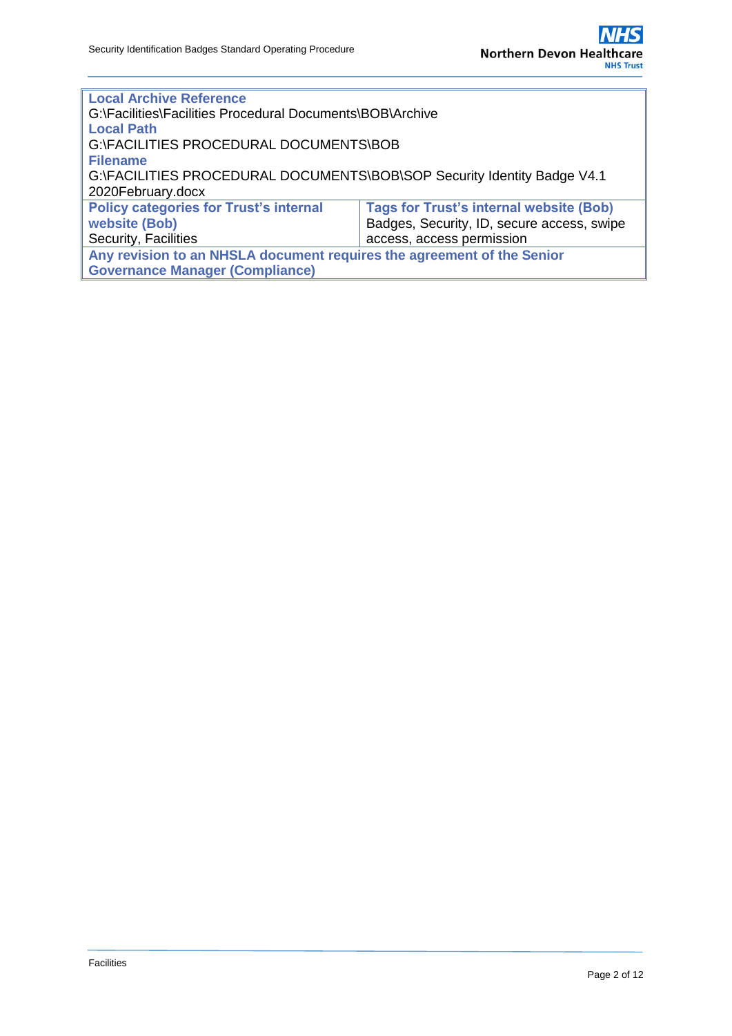| | |
|---|---|
| **Local Archive Reference**<br>G:\Facilities\Facilities Procedural Documents\BOB\Archive<br>**Local Path**<br>G:\FACILITIES PROCEDURAL DOCUMENTS\BOB<br>**Filename**<br>G:\FACILITIES PROCEDURAL DOCUMENTS\BOB\SOP Security Identity Badge V4.1 2020February.docx | |
| **Policy categories for Trust's internal website (Bob)**<br>Security, Facilities | **Tags for Trust's internal website (Bob)**<br>Badges, Security, ID, secure access, swipe access, access permission |
| **Any revision to an NHSLA document requires the agreement of the Senior Governance Manager (Compliance)** | |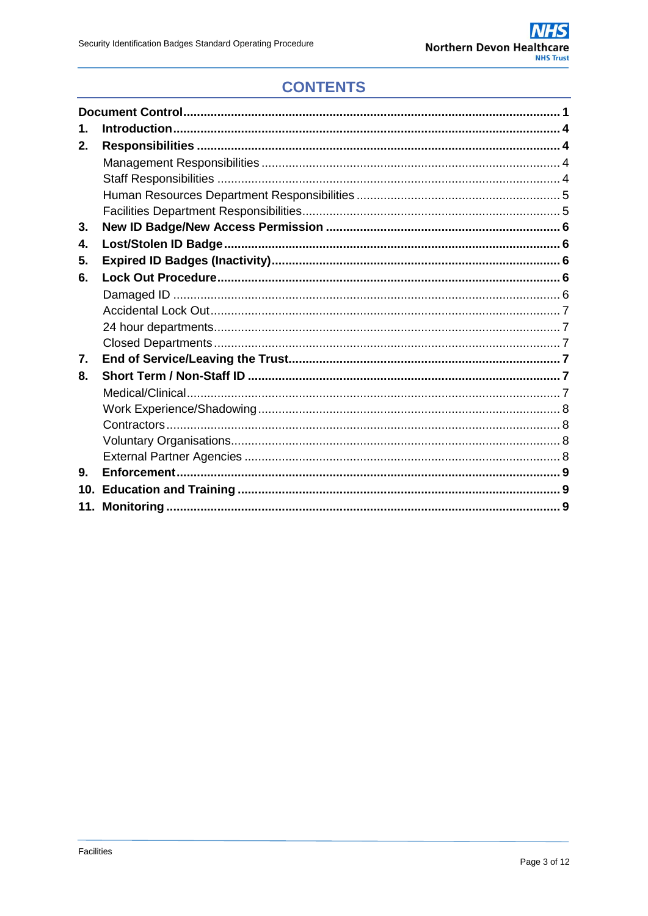# CONTENTS

**Document Control** .......... **1**

1. **Introduction** .......... **4**
2. **Responsibilities** .......... **4**
   - Management Responsibilities .......... 4
   - Staff Responsibilities .......... 4
   - Human Resources Department Responsibilities .......... 5
   - Facilities Department Responsibilities .......... 5
3. **New ID Badge/New Access Permission** .......... **6**
4. **Lost/Stolen ID Badge** .......... **6**
5. **Expired ID Badges (Inactivity)** .......... **6**
6. **Lock Out Procedure** .......... **6**
   - Damaged ID .......... 6
   - Accidental Lock Out .......... 7
   - 24 hour departments .......... 7
   - Closed Departments .......... 7
7. **End of Service/Leaving the Trust** .......... **7**
8. **Short Term / Non-Staff ID** .......... **7**
   - Medical/Clinical .......... 7
   - Work Experience/Shadowing .......... 8
   - Contractors .......... 8
   - Voluntary Organisations .......... 8
   - External Partner Agencies .......... 8
9. **Enforcement** .......... **9**
10. **Education and Training** .......... **9**
11. **Monitoring** .......... **9**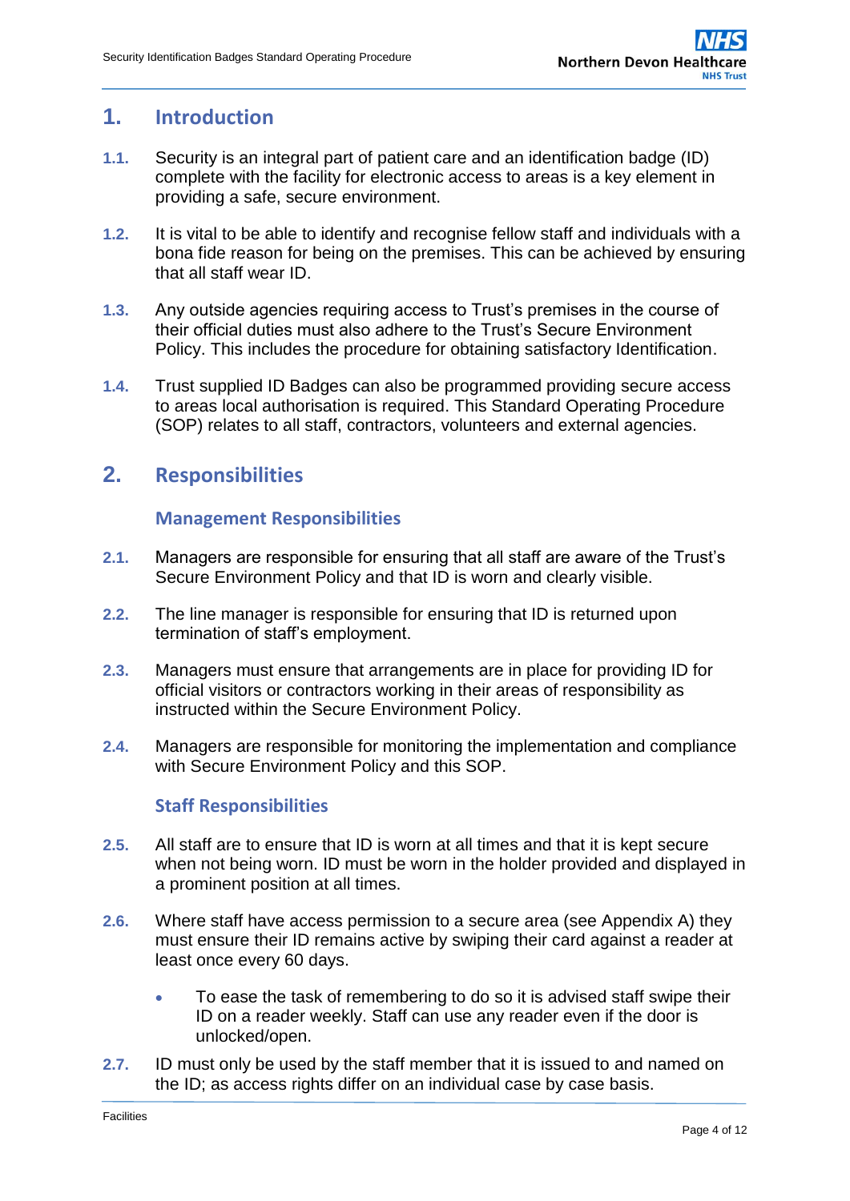# 1. Introduction

**1.1.** Security is an integral part of patient care and an identification badge (ID) complete with the facility for electronic access to areas is a key element in providing a safe, secure environment.

**1.2.** It is vital to be able to identify and recognise fellow staff and individuals with a bona fide reason for being on the premises. This can be achieved by ensuring that all staff wear ID.

**1.3.** Any outside agencies requiring access to Trust's premises in the course of their official duties must also adhere to the Trust's Secure Environment Policy. This includes the procedure for obtaining satisfactory Identification.

**1.4.** Trust supplied ID Badges can also be programmed providing secure access to areas local authorisation is required. This Standard Operating Procedure (SOP) relates to all staff, contractors, volunteers and external agencies.

# 2. Responsibilities

## Management Responsibilities

**2.1.** Managers are responsible for ensuring that all staff are aware of the Trust's Secure Environment Policy and that ID is worn and clearly visible.

**2.2.** The line manager is responsible for ensuring that ID is returned upon termination of staff's employment.

**2.3.** Managers must ensure that arrangements are in place for providing ID for official visitors or contractors working in their areas of responsibility as instructed within the Secure Environment Policy.

**2.4.** Managers are responsible for monitoring the implementation and compliance with Secure Environment Policy and this SOP.

## Staff Responsibilities

**2.5.** All staff are to ensure that ID is worn at all times and that it is kept secure when not being worn. ID must be worn in the holder provided and displayed in a prominent position at all times.

**2.6.** Where staff have access permission to a secure area (see Appendix A) they must ensure their ID remains active by swiping their card against a reader at least once every 60 days.

- To ease the task of remembering to do so it is advised staff swipe their ID on a reader weekly. Staff can use any reader even if the door is unlocked/open.

**2.7.** ID must only be used by the staff member that it is issued to and named on the ID; as access rights differ on an individual case by case basis.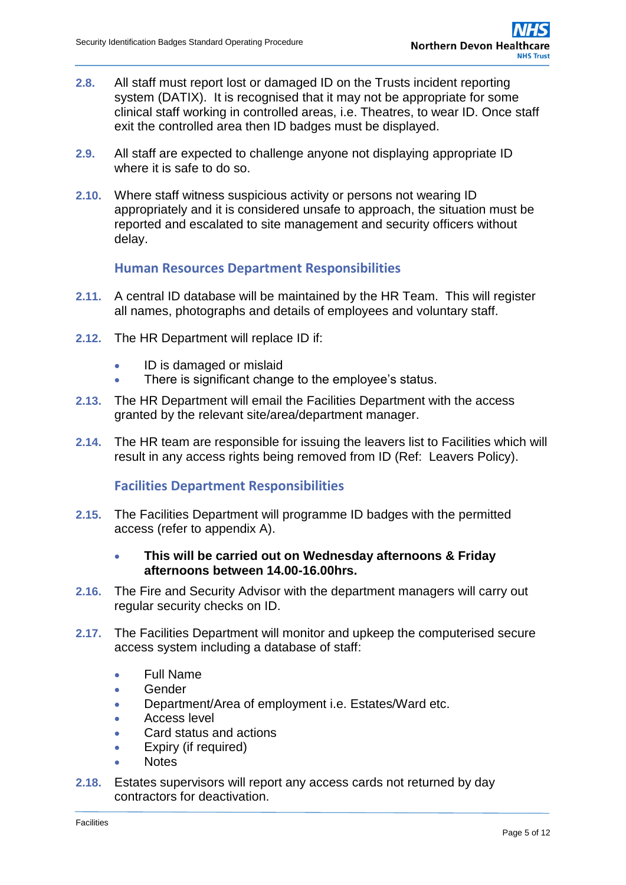**2.8.** All staff must report lost or damaged ID on the Trusts incident reporting system (DATIX). It is recognised that it may not be appropriate for some clinical staff working in controlled areas, i.e. Theatres, to wear ID. Once staff exit the controlled area then ID badges must be displayed.

**2.9.** All staff are expected to challenge anyone not displaying appropriate ID where it is safe to do so.

**2.10.** Where staff witness suspicious activity or persons not wearing ID appropriately and it is considered unsafe to approach, the situation must be reported and escalated to site management and security officers without delay.

### Human Resources Department Responsibilities

**2.11.** A central ID database will be maintained by the HR Team. This will register all names, photographs and details of employees and voluntary staff.

**2.12.** The HR Department will replace ID if:

- ID is damaged or mislaid
- There is significant change to the employee's status.

**2.13.** The HR Department will email the Facilities Department with the access granted by the relevant site/area/department manager.

**2.14.** The HR team are responsible for issuing the leavers list to Facilities which will result in any access rights being removed from ID (Ref: Leavers Policy).

### Facilities Department Responsibilities

**2.15.** The Facilities Department will programme ID badges with the permitted access (refer to appendix A).

- **This will be carried out on Wednesday afternoons & Friday afternoons between 14.00-16.00hrs.**

**2.16.** The Fire and Security Advisor with the department managers will carry out regular security checks on ID.

**2.17.** The Facilities Department will monitor and upkeep the computerised secure access system including a database of staff:

- Full Name
- Gender
- Department/Area of employment i.e. Estates/Ward etc.
- Access level
- Card status and actions
- Expiry (if required)
- Notes

**2.18.** Estates supervisors will report any access cards not returned by day contractors for deactivation.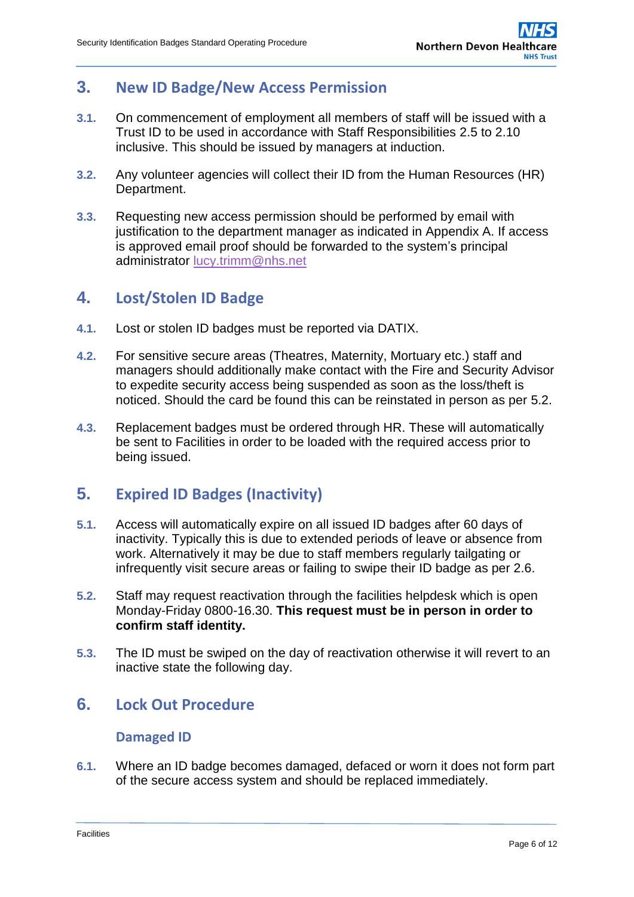## 3. New ID Badge/New Access Permission

**3.1.** On commencement of employment all members of staff will be issued with a Trust ID to be used in accordance with Staff Responsibilities 2.5 to 2.10 inclusive. This should be issued by managers at induction.

**3.2.** Any volunteer agencies will collect their ID from the Human Resources (HR) Department.

**3.3.** Requesting new access permission should be performed by email with justification to the department manager as indicated in Appendix A. If access is approved email proof should be forwarded to the system's principal administrator lucy.trimm@nhs.net

## 4. Lost/Stolen ID Badge

**4.1.** Lost or stolen ID badges must be reported via DATIX.

**4.2.** For sensitive secure areas (Theatres, Maternity, Mortuary etc.) staff and managers should additionally make contact with the Fire and Security Advisor to expedite security access being suspended as soon as the loss/theft is noticed. Should the card be found this can be reinstated in person as per 5.2.

**4.3.** Replacement badges must be ordered through HR. These will automatically be sent to Facilities in order to be loaded with the required access prior to being issued.

## 5. Expired ID Badges (Inactivity)

**5.1.** Access will automatically expire on all issued ID badges after 60 days of inactivity. Typically this is due to extended periods of leave or absence from work. Alternatively it may be due to staff members regularly tailgating or infrequently visit secure areas or failing to swipe their ID badge as per 2.6.

**5.2.** Staff may request reactivation through the facilities helpdesk which is open Monday-Friday 0800-16.30. **This request must be in person in order to confirm staff identity.**

**5.3.** The ID must be swiped on the day of reactivation otherwise it will revert to an inactive state the following day.

## 6. Lock Out Procedure

### Damaged ID

**6.1.** Where an ID badge becomes damaged, defaced or worn it does not form part of the secure access system and should be replaced immediately.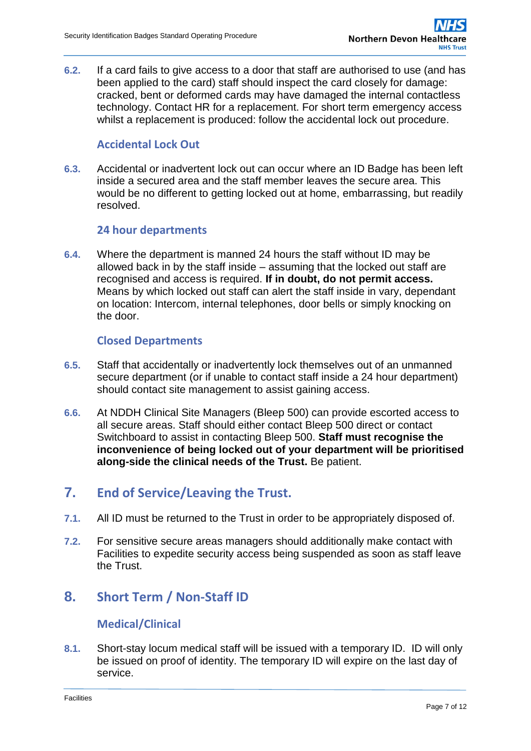**6.2.** If a card fails to give access to a door that staff are authorised to use (and has been applied to the card) staff should inspect the card closely for damage: cracked, bent or deformed cards may have damaged the internal contactless technology. Contact HR for a replacement. For short term emergency access whilst a replacement is produced: follow the accidental lock out procedure.

### Accidental Lock Out

**6.3.** Accidental or inadvertent lock out can occur where an ID Badge has been left inside a secured area and the staff member leaves the secure area. This would be no different to getting locked out at home, embarrassing, but readily resolved.

### 24 hour departments

**6.4.** Where the department is manned 24 hours the staff without ID may be allowed back in by the staff inside – assuming that the locked out staff are recognised and access is required. **If in doubt, do not permit access.** Means by which locked out staff can alert the staff inside in vary, dependant on location: Intercom, internal telephones, door bells or simply knocking on the door.

### Closed Departments

**6.5.** Staff that accidentally or inadvertently lock themselves out of an unmanned secure department (or if unable to contact staff inside a 24 hour department) should contact site management to assist gaining access.

**6.6.** At NDDH Clinical Site Managers (Bleep 500) can provide escorted access to all secure areas. Staff should either contact Bleep 500 direct or contact Switchboard to assist in contacting Bleep 500. **Staff must recognise the inconvenience of being locked out of your department will be prioritised along-side the clinical needs of the Trust.** Be patient.

## 7. End of Service/Leaving the Trust.

**7.1.** All ID must be returned to the Trust in order to be appropriately disposed of.

**7.2.** For sensitive secure areas managers should additionally make contact with Facilities to expedite security access being suspended as soon as staff leave the Trust.

## 8. Short Term / Non-Staff ID

### Medical/Clinical

**8.1.** Short-stay locum medical staff will be issued with a temporary ID. ID will only be issued on proof of identity. The temporary ID will expire on the last day of service.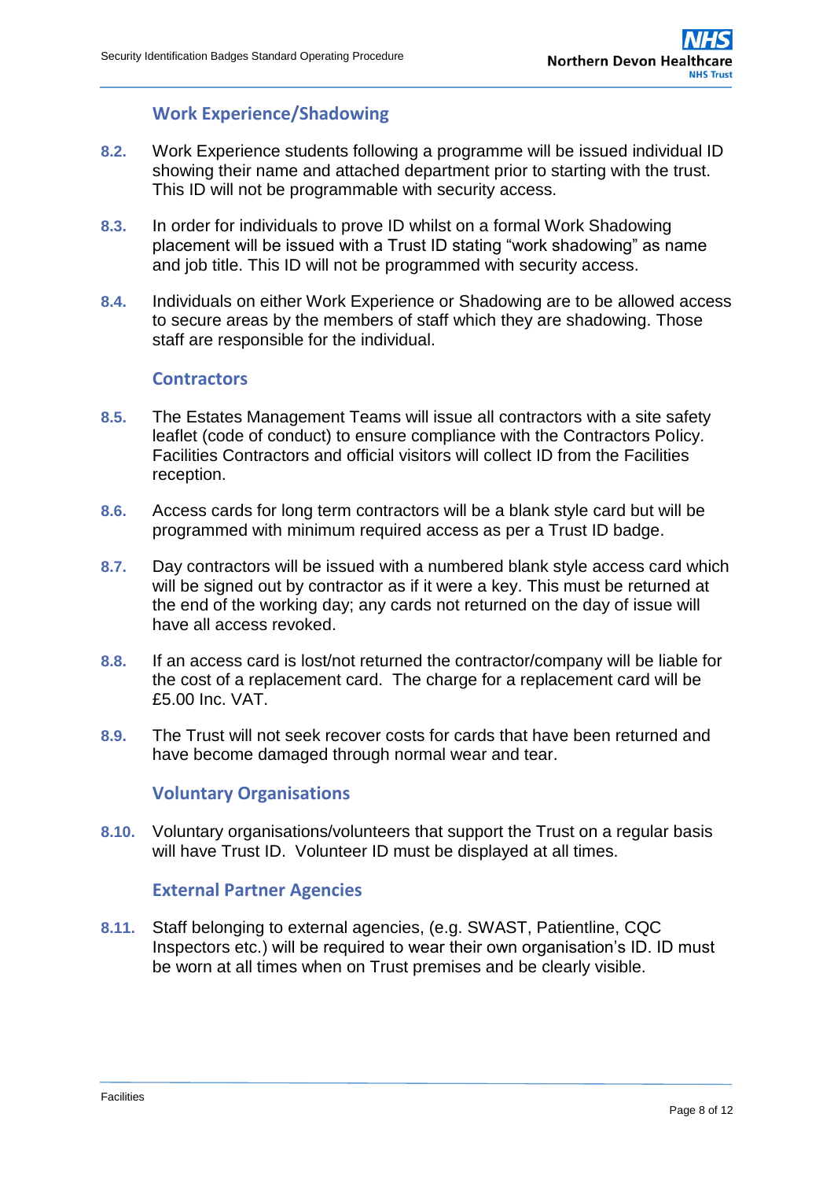### Work Experience/Shadowing

**8.2.** Work Experience students following a programme will be issued individual ID showing their name and attached department prior to starting with the trust. This ID will not be programmable with security access.

**8.3.** In order for individuals to prove ID whilst on a formal Work Shadowing placement will be issued with a Trust ID stating "work shadowing" as name and job title. This ID will not be programmed with security access.

**8.4.** Individuals on either Work Experience or Shadowing are to be allowed access to secure areas by the members of staff which they are shadowing. Those staff are responsible for the individual.

### Contractors

**8.5.** The Estates Management Teams will issue all contractors with a site safety leaflet (code of conduct) to ensure compliance with the Contractors Policy. Facilities Contractors and official visitors will collect ID from the Facilities reception.

**8.6.** Access cards for long term contractors will be a blank style card but will be programmed with minimum required access as per a Trust ID badge.

**8.7.** Day contractors will be issued with a numbered blank style access card which will be signed out by contractor as if it were a key. This must be returned at the end of the working day; any cards not returned on the day of issue will have all access revoked.

**8.8.** If an access card is lost/not returned the contractor/company will be liable for the cost of a replacement card. The charge for a replacement card will be £5.00 Inc. VAT.

**8.9.** The Trust will not seek recover costs for cards that have been returned and have become damaged through normal wear and tear.

### Voluntary Organisations

**8.10.** Voluntary organisations/volunteers that support the Trust on a regular basis will have Trust ID. Volunteer ID must be displayed at all times.

### External Partner Agencies

**8.11.** Staff belonging to external agencies, (e.g. SWAST, Patientline, CQC Inspectors etc.) will be required to wear their own organisation's ID. ID must be worn at all times when on Trust premises and be clearly visible.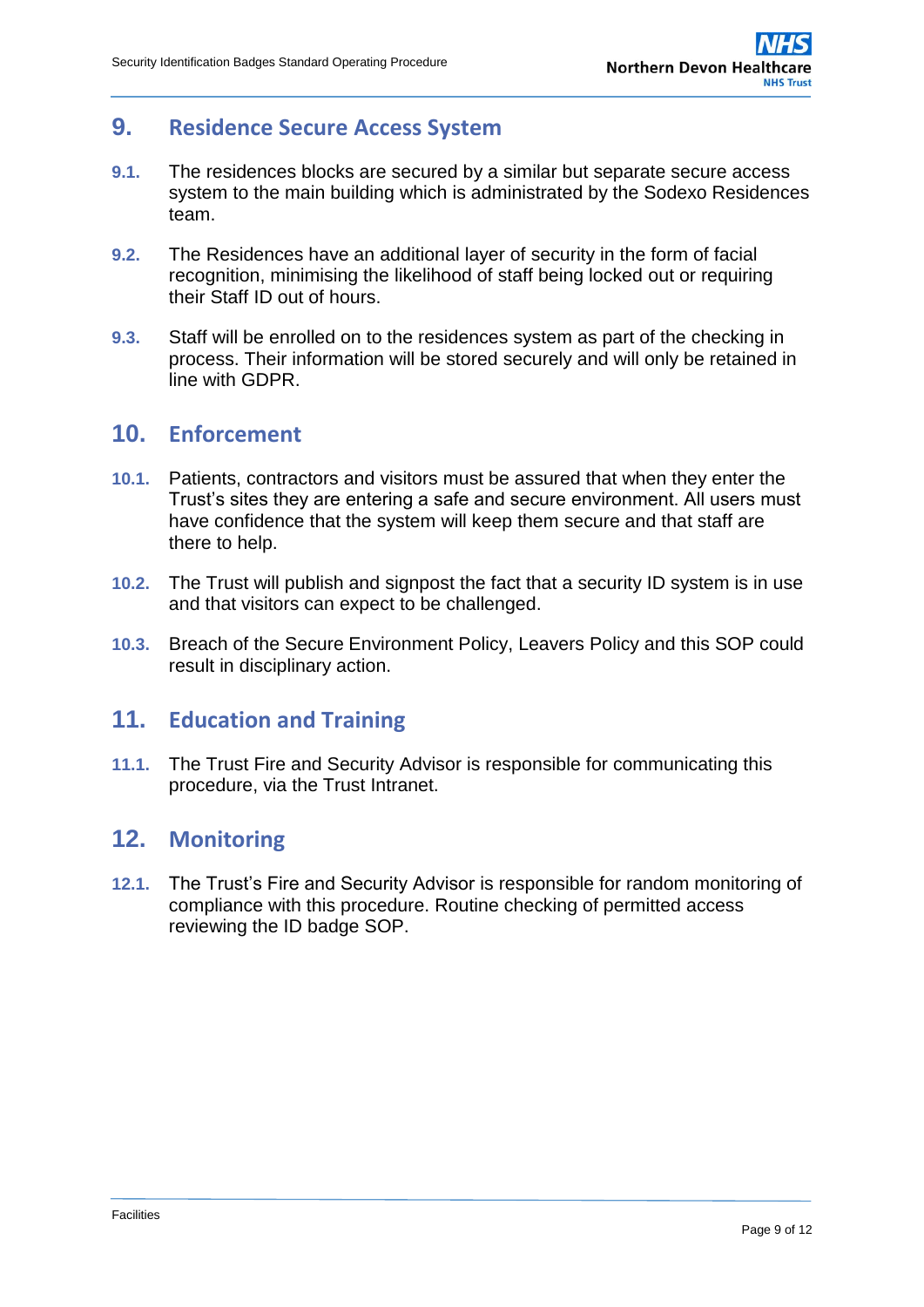## 9. Residence Secure Access System

**9.1.** The residences blocks are secured by a similar but separate secure access system to the main building which is administrated by the Sodexo Residences team.

**9.2.** The Residences have an additional layer of security in the form of facial recognition, minimising the likelihood of staff being locked out or requiring their Staff ID out of hours.

**9.3.** Staff will be enrolled on to the residences system as part of the checking in process. Their information will be stored securely and will only be retained in line with GDPR.

## 10. Enforcement

**10.1.** Patients, contractors and visitors must be assured that when they enter the Trust's sites they are entering a safe and secure environment. All users must have confidence that the system will keep them secure and that staff are there to help.

**10.2.** The Trust will publish and signpost the fact that a security ID system is in use and that visitors can expect to be challenged.

**10.3.** Breach of the Secure Environment Policy, Leavers Policy and this SOP could result in disciplinary action.

## 11. Education and Training

**11.1.** The Trust Fire and Security Advisor is responsible for communicating this procedure, via the Trust Intranet.

## 12. Monitoring

**12.1.** The Trust's Fire and Security Advisor is responsible for random monitoring of compliance with this procedure. Routine checking of permitted access reviewing the ID badge SOP.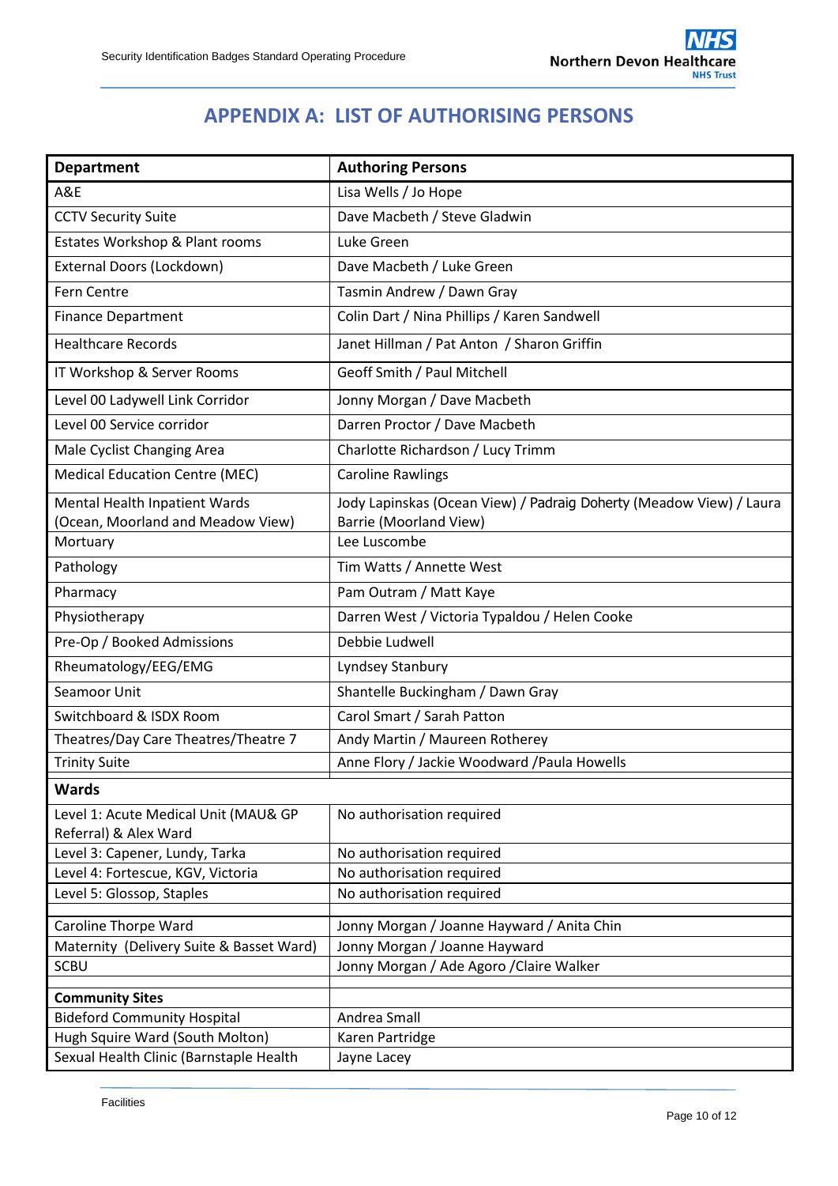## APPENDIX A: LIST OF AUTHORISING PERSONS

| Department | Authoring Persons |
|---|---|
| A&E | Lisa Wells / Jo Hope |
| CCTV Security Suite | Dave Macbeth / Steve Gladwin |
| Estates Workshop & Plant rooms | Luke Green |
| External Doors (Lockdown) | Dave Macbeth / Luke Green |
| Fern Centre | Tasmin Andrew / Dawn Gray |
| Finance Department | Colin Dart / Nina Phillips / Karen Sandwell |
| Healthcare Records | Janet Hillman / Pat Anton / Sharon Griffin |
| IT Workshop & Server Rooms | Geoff Smith / Paul Mitchell |
| Level 00 Ladywell Link Corridor | Jonny Morgan / Dave Macbeth |
| Level 00 Service corridor | Darren Proctor / Dave Macbeth |
| Male Cyclist Changing Area | Charlotte Richardson / Lucy Trimm |
| Medical Education Centre (MEC) | Caroline Rawlings |
| Mental Health Inpatient Wards (Ocean, Moorland and Meadow View) | Jody Lapinskas (Ocean View) / Padraig Doherty (Meadow View) / Laura Barrie (Moorland View) |
| Mortuary | Lee Luscombe |
| Pathology | Tim Watts / Annette West |
| Pharmacy | Pam Outram / Matt Kaye |
| Physiotherapy | Darren West / Victoria Typaldou / Helen Cooke |
| Pre-Op / Booked Admissions | Debbie Ludwell |
| Rheumatology/EEG/EMG | Lyndsey Stanbury |
| Seamoor Unit | Shantelle Buckingham / Dawn Gray |
| Switchboard & ISDX Room | Carol Smart / Sarah Patton |
| Theatres/Day Care Theatres/Theatre 7 | Andy Martin / Maureen Rotherey |
| Trinity Suite | Anne Flory / Jackie Woodward /Paula Howells |
| **Wards** | |
| Level 1: Acute Medical Unit (MAU& GP Referral) & Alex Ward | No authorisation required |
| Level 3: Capener, Lundy, Tarka | No authorisation required |
| Level 4: Fortescue, KGV, Victoria | No authorisation required |
| Level 5: Glossop, Staples | No authorisation required |
| | |
| Caroline Thorpe Ward | Jonny Morgan / Joanne Hayward / Anita Chin |
| Maternity (Delivery Suite & Basset Ward) | Jonny Morgan / Joanne Hayward |
| SCBU | Jonny Morgan / Ade Agoro /Claire Walker |
| | |
| **Community Sites** | |
| Bideford Community Hospital | Andrea Small |
| Hugh Squire Ward (South Molton) | Karen Partridge |
| Sexual Health Clinic (Barnstaple Health | Jayne Lacey |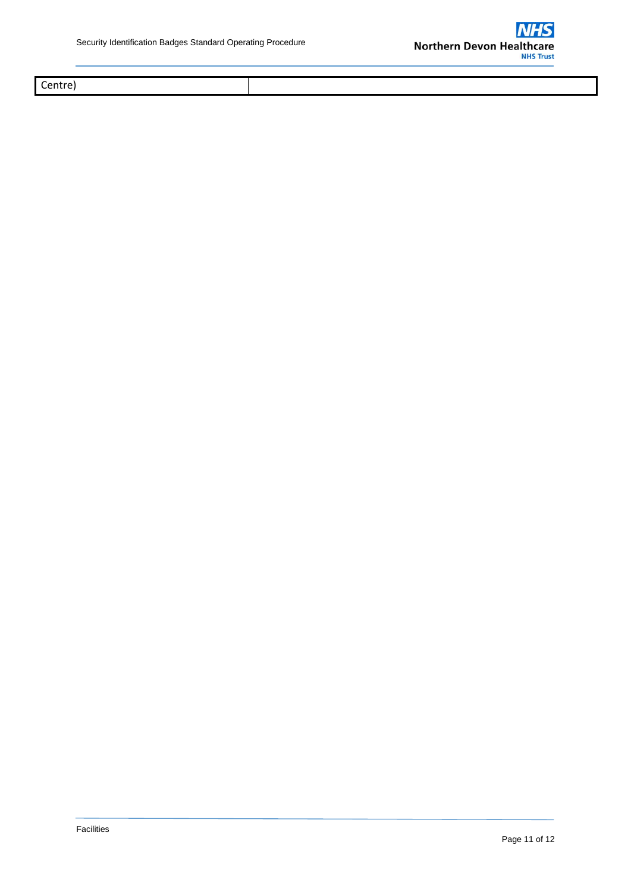| | |
|---|---|
| Centre) | |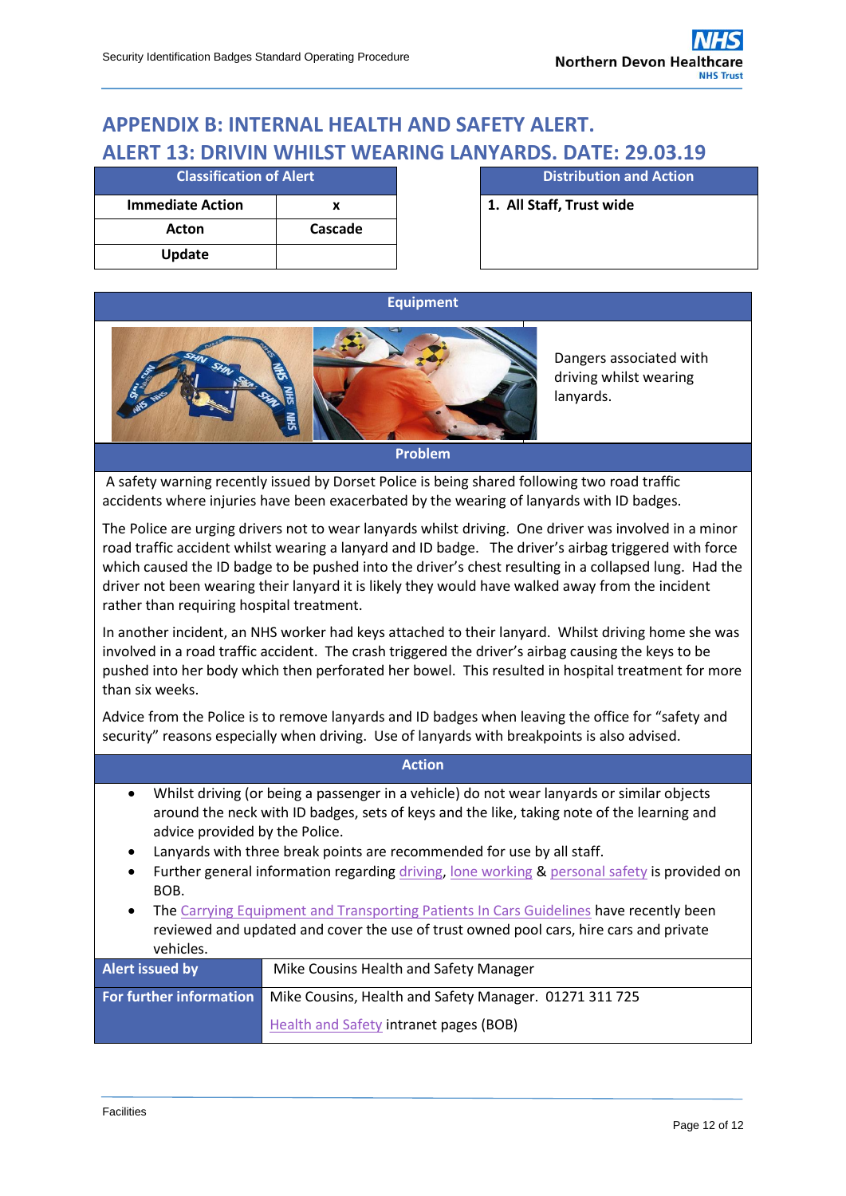## APPENDIX B: INTERNAL HEALTH AND SAFETY ALERT.

## ALERT 13: DRIVIN WHILST WEARING LANYARDS. DATE: 29.03.19

| Classification of Alert | |
|---|---|
| Immediate Action | x |
| Acton | Cascade |
| Update | |

| Distribution and Action |
|---|
| 1. All Staff, Trust wide |

**Equipment**

Dangers associated with driving whilst wearing lanyards.

**Problem**

A safety warning recently issued by Dorset Police is being shared following two road traffic accidents where injuries have been exacerbated by the wearing of lanyards with ID badges.

The Police are urging drivers not to wear lanyards whilst driving. One driver was involved in a minor road traffic accident whilst wearing a lanyard and ID badge. The driver's airbag triggered with force which caused the ID badge to be pushed into the driver's chest resulting in a collapsed lung. Had the driver not been wearing their lanyard it is likely they would have walked away from the incident rather than requiring hospital treatment.

In another incident, an NHS worker had keys attached to their lanyard. Whilst driving home she was involved in a road traffic accident. The crash triggered the driver's airbag causing the keys to be pushed into her body which then perforated her bowel. This resulted in hospital treatment for more than six weeks.

Advice from the Police is to remove lanyards and ID badges when leaving the office for "safety and security" reasons especially when driving. Use of lanyards with breakpoints is also advised.

**Action**

- Whilst driving (or being a passenger in a vehicle) do not wear lanyards or similar objects around the neck with ID badges, sets of keys and the like, taking note of the learning and advice provided by the Police.
- Lanyards with three break points are recommended for use by all staff.
- Further general information regarding driving, lone working & personal safety is provided on BOB.
- The Carrying Equipment and Transporting Patients In Cars Guidelines have recently been reviewed and updated and cover the use of trust owned pool cars, hire cars and private vehicles.

| | |
|---|---|
| **Alert issued by** | Mike Cousins Health and Safety Manager |
| **For further information** | Mike Cousins, Health and Safety Manager. 01271 311 725<br>Health and Safety intranet pages (BOB) |